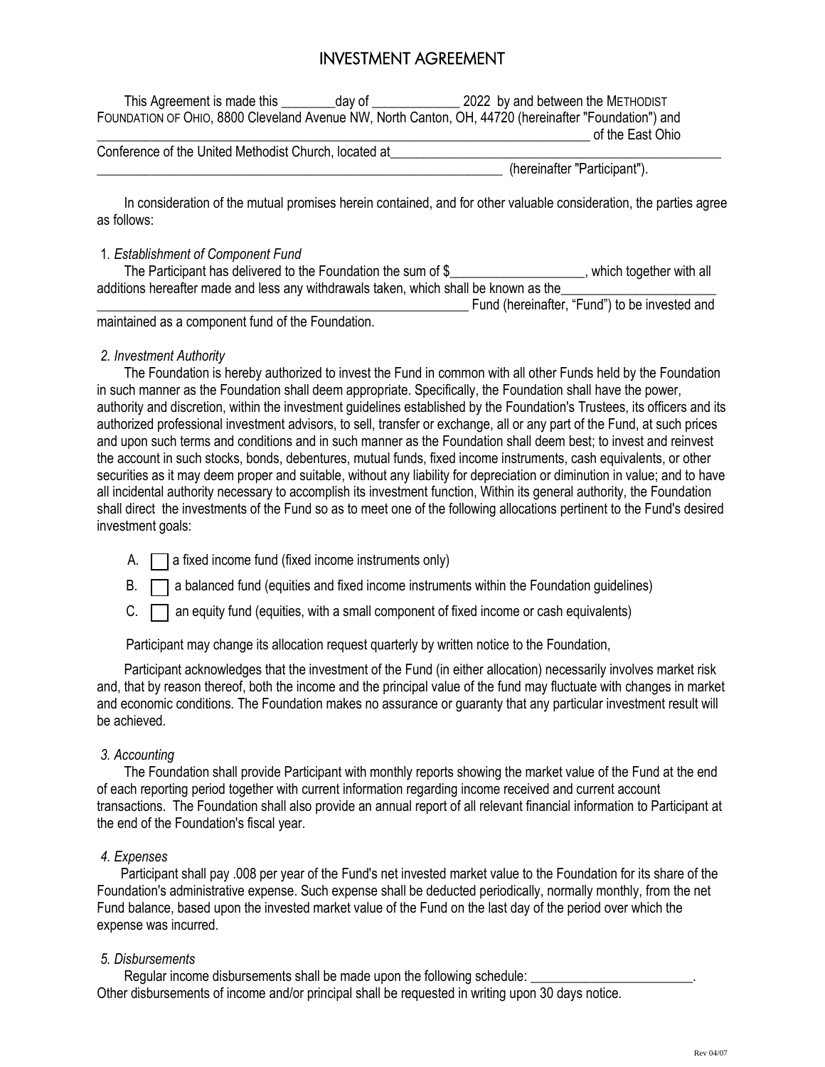# INVESTMENT AGREEMENT

This Agreement is made this ________day of _____________ 2022 by and between the METHODIST FOUNDATION OF OHIO, 8800 Cleveland Avenue NW, North Canton, OH, 44720 (hereinafter "Foundation") and ______________________________________________________________________________ of the East Ohio Conference of the United Methodist Church, located at_______________________________________________ _____________________________________________________________ (hereinafter "Participant").

In consideration of the mutual promises herein contained, and for other valuable consideration, the parties agree as follows:

1. *Establishment of Component Fund*

The Participant has delivered to the Foundation the sum of $___________________, which together with all additions hereafter made and less any withdrawals taken, which shall be known as the______________________ ________________________________________________________ Fund (hereinafter, "Fund") to be invested and maintained as a component fund of the Foundation.

*2. Investment Authority*

The Foundation is hereby authorized to invest the Fund in common with all other Funds held by the Foundation in such manner as the Foundation shall deem appropriate. Specifically, the Foundation shall have the power, authority and discretion, within the investment guidelines established by the Foundation's Trustees, its officers and its authorized professional investment advisors, to sell, transfer or exchange, all or any part of the Fund, at such prices and upon such terms and conditions and in such manner as the Foundation shall deem best; to invest and reinvest the account in such stocks, bonds, debentures, mutual funds, fixed income instruments, cash equivalents, or other securities as it may deem proper and suitable, without any liability for depreciation or diminution in value; and to have all incidental authority necessary to accomplish its investment function, Within its general authority, the Foundation shall direct the investments of the Fund so as to meet one of the following allocations pertinent to the Fund's desired investment goals:

A. ☐ a fixed income fund (fixed income instruments only)

B. ☐ a balanced fund (equities and fixed income instruments within the Foundation guidelines)

C. ☐ an equity fund (equities, with a small component of fixed income or cash equivalents)

Participant may change its allocation request quarterly by written notice to the Foundation,

Participant acknowledges that the investment of the Fund (in either allocation) necessarily involves market risk and, that by reason thereof, both the income and the principal value of the fund may fluctuate with changes in market and economic conditions. The Foundation makes no assurance or guaranty that any particular investment result will be achieved.

*3. Accounting*

The Foundation shall provide Participant with monthly reports showing the market value of the Fund at the end of each reporting period together with current information regarding income received and current account transactions. The Foundation shall also provide an annual report of all relevant financial information to Participant at the end of the Foundation's fiscal year.

*4. Expenses*

Participant shall pay .008 per year of the Fund's net invested market value to the Foundation for its share of the Foundation's administrative expense. Such expense shall be deducted periodically, normally monthly, from the net Fund balance, based upon the invested market value of the Fund on the last day of the period over which the expense was incurred.

*5. Disbursements*

Regular income disbursements shall be made upon the following schedule: ________________________. Other disbursements of income and/or principal shall be requested in writing upon 30 days notice.

Rev 04/07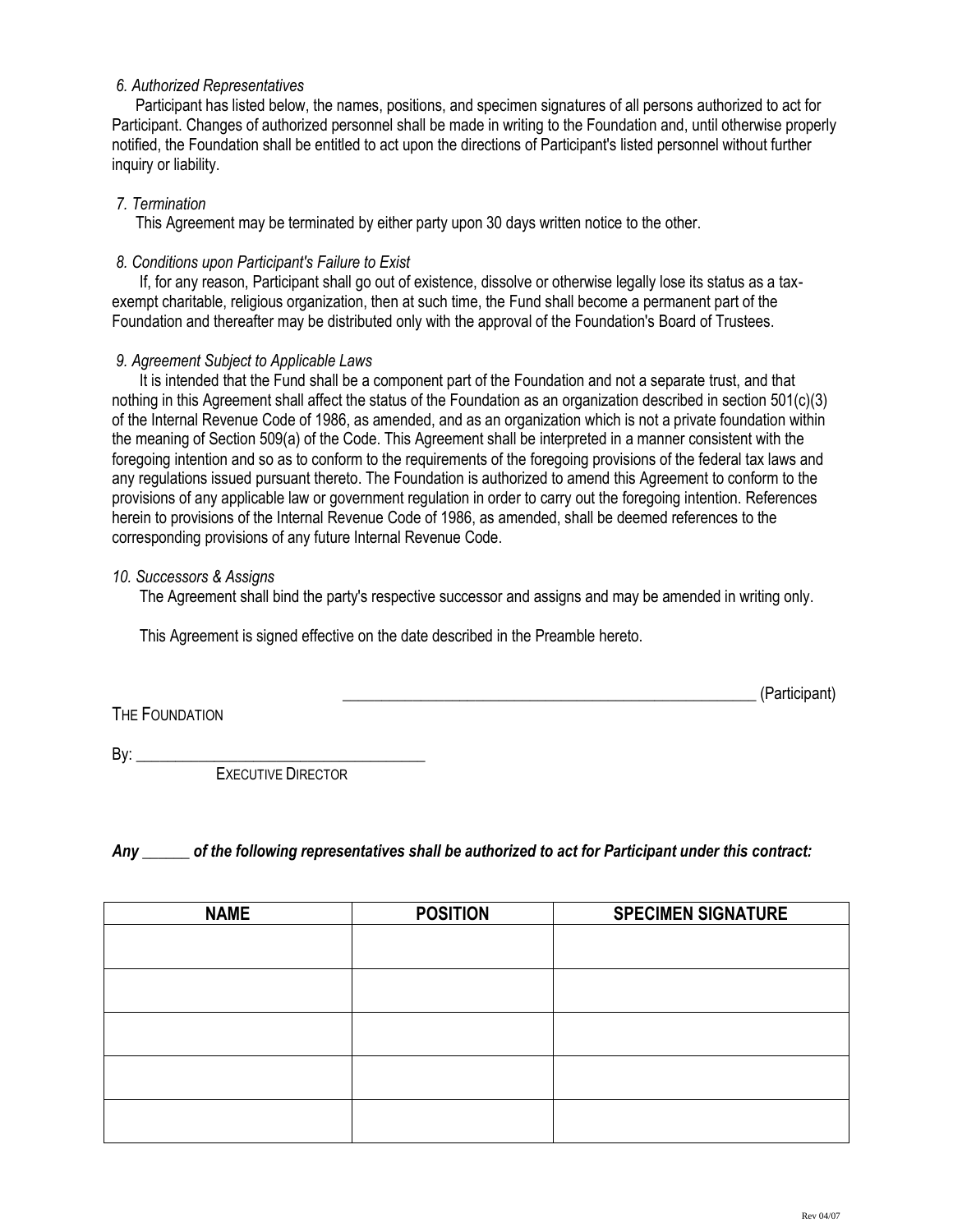*6. Authorized Representatives*

Participant has listed below, the names, positions, and specimen signatures of all persons authorized to act for Participant. Changes of authorized personnel shall be made in writing to the Foundation and, until otherwise properly notified, the Foundation shall be entitled to act upon the directions of Participant's listed personnel without further inquiry or liability.

*7. Termination*

This Agreement may be terminated by either party upon 30 days written notice to the other.

*8. Conditions upon Participant's Failure to Exist*

If, for any reason, Participant shall go out of existence, dissolve or otherwise legally lose its status as a tax-exempt charitable, religious organization, then at such time, the Fund shall become a permanent part of the Foundation and thereafter may be distributed only with the approval of the Foundation's Board of Trustees.

*9. Agreement Subject to Applicable Laws*

It is intended that the Fund shall be a component part of the Foundation and not a separate trust, and that nothing in this Agreement shall affect the status of the Foundation as an organization described in section 501(c)(3) of the Internal Revenue Code of 1986, as amended, and as an organization which is not a private foundation within the meaning of Section 509(a) of the Code. This Agreement shall be interpreted in a manner consistent with the foregoing intention and so as to conform to the requirements of the foregoing provisions of the federal tax laws and any regulations issued pursuant thereto. The Foundation is authorized to amend this Agreement to conform to the provisions of any applicable law or government regulation in order to carry out the foregoing intention. References herein to provisions of the Internal Revenue Code of 1986, as amended, shall be deemed references to the corresponding provisions of any future Internal Revenue Code.

*10. Successors & Assigns*

The Agreement shall bind the party's respective successor and assigns and may be amended in writing only.

This Agreement is signed effective on the date described in the Preamble hereto.

_______________________________________________________ (Participant)

THE FOUNDATION

By: ______________________________________

EXECUTIVE DIRECTOR

***Any ______ of the following representatives shall be authorized to act for Participant under this contract:***

| NAME | POSITION | SPECIMEN SIGNATURE |
|---|---|---|
| | | |
| | | |
| | | |
| | | |
| | | |

Rev 04/07